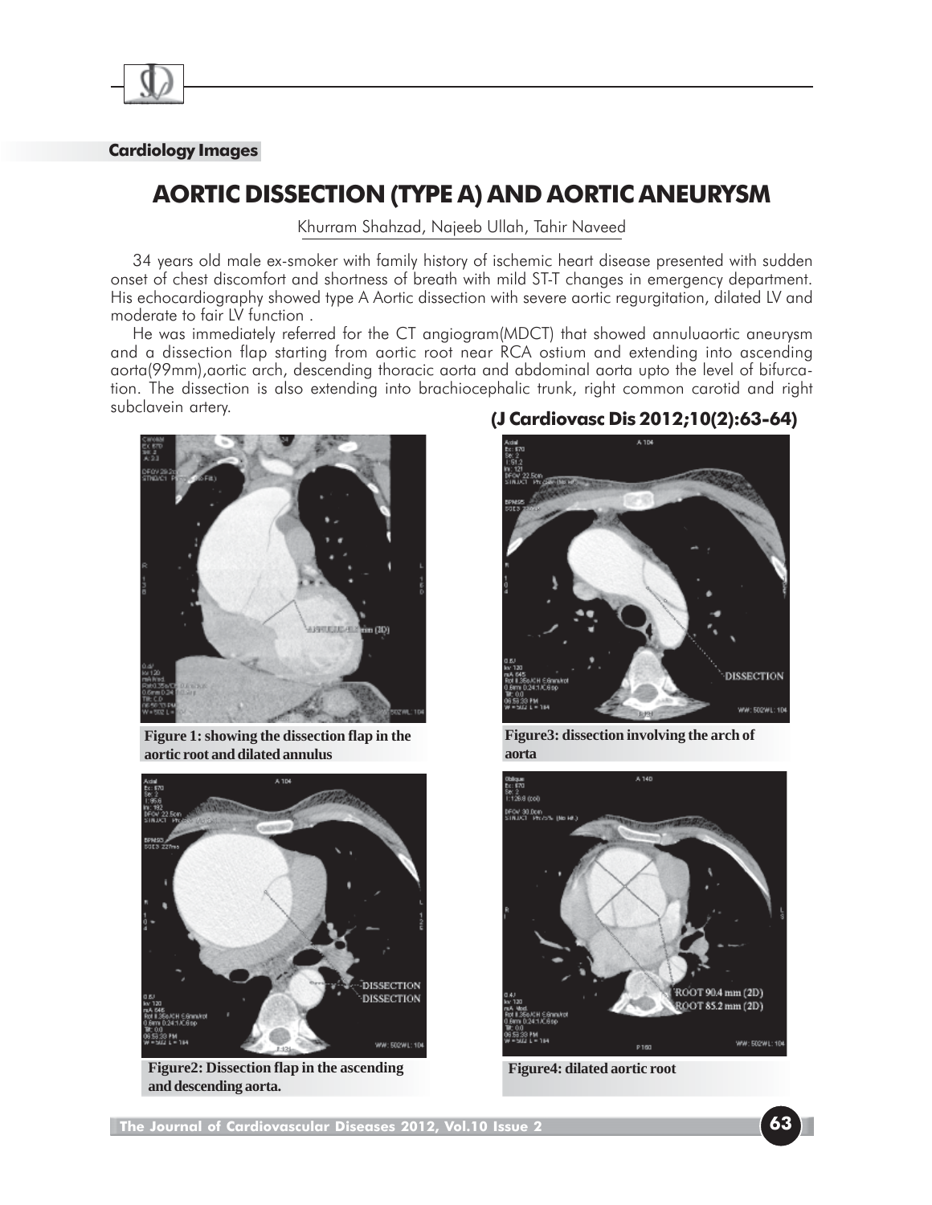**Cardiology Images**

# AORTIC DISSECTION (TYPE A) AND AORTIC ANEURYSM

Khurram Shahzad, Najeeb Ullah, Tahir Naveed

34 years old male ex-smoker with family history of ischemic heart disease presented with sudden onset of chest discomfort and shortness of breath with mild ST-T changes in emergency department. His echocardiography showed type A Aortic dissection with severe aortic regurgitation, dilated LV and moderate to fair LV function .

He was immediately referred for the CT angiogram(MDCT) that showed annuluaortic aneurysm and a dissection flap starting from aortic root near RCA ostium and extending into ascending aorta(99mm),aortic arch, descending thoracic aorta and abdominal aorta upto the level of bifurcation. The dissection is also extending into brachiocephalic trunk, right common carotid and right subclavein artery.

**(J Cardiovasc Dis 2012;10(2):63-64)**

**Figure 1: showing the dissection flap in the aortic root and dilated annulus**

**Figure3: dissection involving the arch of aorta**

**Figure2: Dissection flap in the ascending and descending aorta.**

**Figure4: dilated aortic root**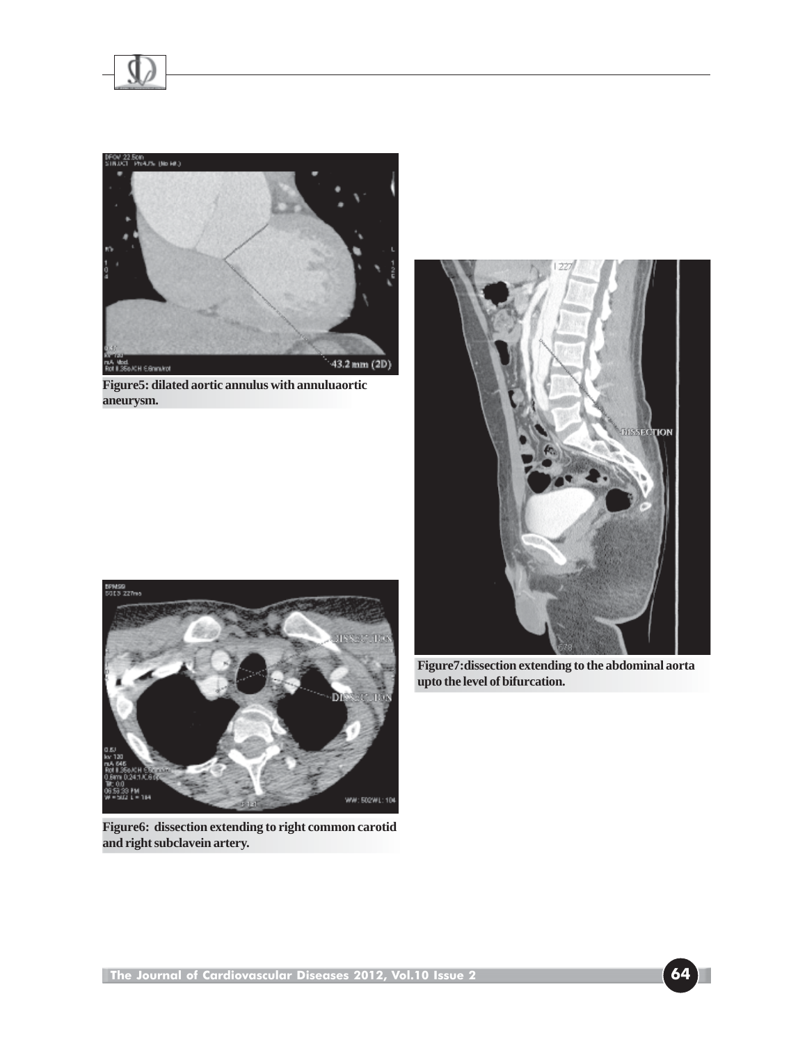**Figure5: dilated aortic annulus with annuluaortic aneurysm.**

**Figure6: dissection extending to right common carotid and right subclavein artery.**

**Figure7:dissection extending to the abdominal aorta upto the level of bifurcation.**